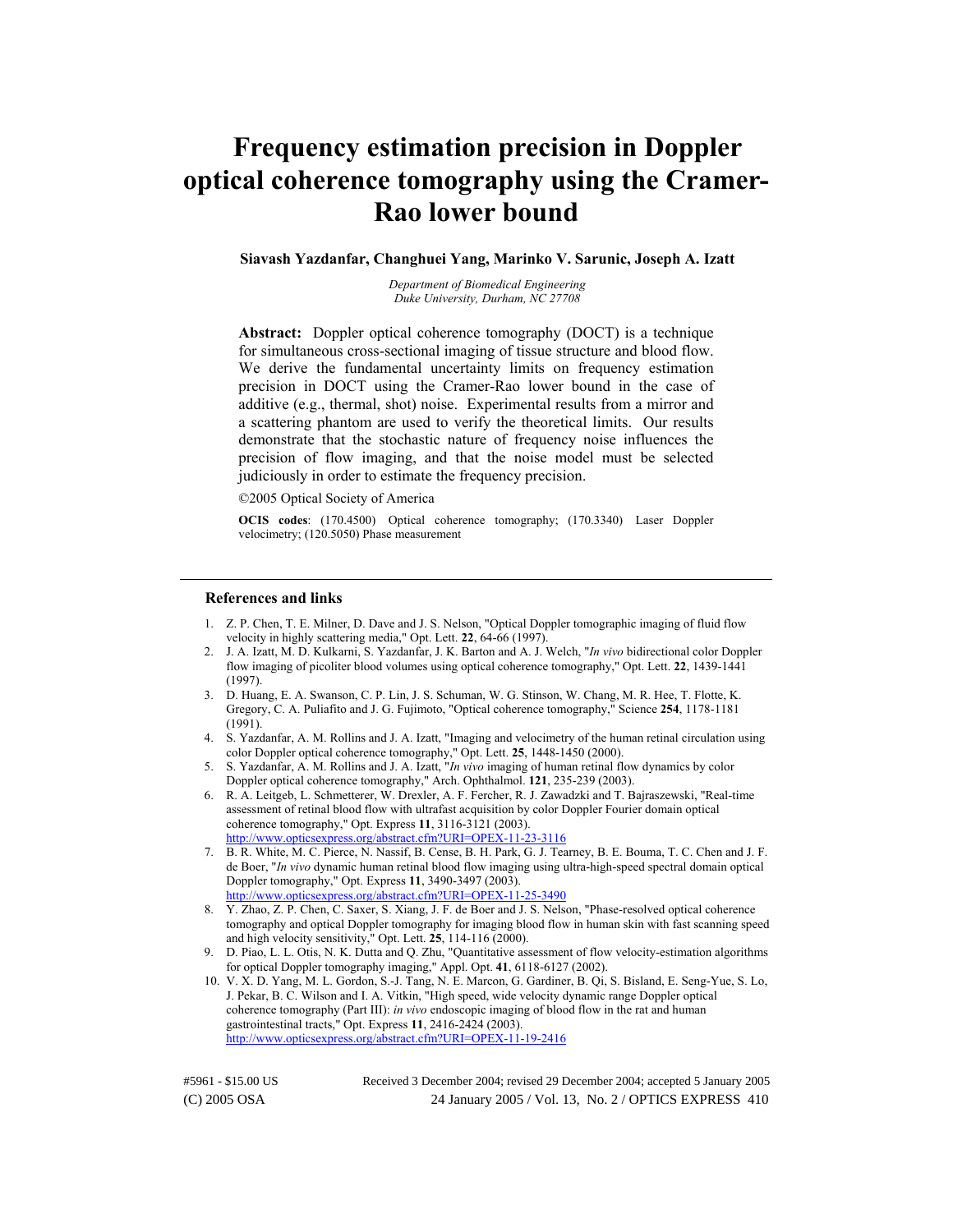# Frequency estimation precision in Doppler optical coherence tomography using the Cramer-Rao lower bound

**Siavash Yazdanfar, Changhuei Yang, Marinko V. Sarunic, Joseph A. Izatt**

*Department of Biomedical Engineering*
*Duke University, Durham, NC 27708*

**Abstract:** Doppler optical coherence tomography (DOCT) is a technique for simultaneous cross-sectional imaging of tissue structure and blood flow. We derive the fundamental uncertainty limits on frequency estimation precision in DOCT using the Cramer-Rao lower bound in the case of additive (e.g., thermal, shot) noise. Experimental results from a mirror and a scattering phantom are used to verify the theoretical limits. Our results demonstrate that the stochastic nature of frequency noise influences the precision of flow imaging, and that the noise model must be selected judiciously in order to estimate the frequency precision.

©2005 Optical Society of America

**OCIS codes**: (170.4500) Optical coherence tomography; (170.3340) Laser Doppler velocimetry; (120.5050) Phase measurement

---

## References and links

1. Z. P. Chen, T. E. Milner, D. Dave and J. S. Nelson, "Optical Doppler tomographic imaging of fluid flow velocity in highly scattering media," Opt. Lett. **22**, 64-66 (1997).
2. J. A. Izatt, M. D. Kulkarni, S. Yazdanfar, J. K. Barton and A. J. Welch, "*In vivo* bidirectional color Doppler flow imaging of picoliter blood volumes using optical coherence tomography," Opt. Lett. **22**, 1439-1441 (1997).
3. D. Huang, E. A. Swanson, C. P. Lin, J. S. Schuman, W. G. Stinson, W. Chang, M. R. Hee, T. Flotte, K. Gregory, C. A. Puliafito and J. G. Fujimoto, "Optical coherence tomography," Science **254**, 1178-1181 (1991).
4. S. Yazdanfar, A. M. Rollins and J. A. Izatt, "Imaging and velocimetry of the human retinal circulation using color Doppler optical coherence tomography," Opt. Lett. **25**, 1448-1450 (2000).
5. S. Yazdanfar, A. M. Rollins and J. A. Izatt, "*In vivo* imaging of human retinal flow dynamics by color Doppler optical coherence tomography," Arch. Ophthalmol. **121**, 235-239 (2003).
6. R. A. Leitgeb, L. Schmetterer, W. Drexler, A. F. Fercher, R. J. Zawadzki and T. Bajraszewski, "Real-time assessment of retinal blood flow with ultrafast acquisition by color Doppler Fourier domain optical coherence tomography," Opt. Express **11**, 3116-3121 (2003). http://www.opticsexpress.org/abstract.cfm?URI=OPEX-11-23-3116
7. B. R. White, M. C. Pierce, N. Nassif, B. Cense, B. H. Park, G. J. Tearney, B. E. Bouma, T. C. Chen and J. F. de Boer, "*In vivo* dynamic human retinal blood flow imaging using ultra-high-speed spectral domain optical Doppler tomography," Opt. Express **11**, 3490-3497 (2003). http://www.opticsexpress.org/abstract.cfm?URI=OPEX-11-25-3490
8. Y. Zhao, Z. P. Chen, C. Saxer, S. Xiang, J. F. de Boer and J. S. Nelson, "Phase-resolved optical coherence tomography and optical Doppler tomography for imaging blood flow in human skin with fast scanning speed and high velocity sensitivity," Opt. Lett. **25**, 114-116 (2000).
9. D. Piao, L. L. Otis, N. K. Dutta and Q. Zhu, "Quantitative assessment of flow velocity-estimation algorithms for optical Doppler tomography imaging," Appl. Opt. **41**, 6118-6127 (2002).
10. V. X. D. Yang, M. L. Gordon, S.-J. Tang, N. E. Marcon, G. Gardiner, B. Qi, S. Bisland, E. Seng-Yue, S. Lo, J. Pekar, B. C. Wilson and I. A. Vitkin, "High speed, wide velocity dynamic range Doppler optical coherence tomography (Part III): *in vivo* endoscopic imaging of blood flow in the rat and human gastrointestinal tracts," Opt. Express **11**, 2416-2424 (2003). http://www.opticsexpress.org/abstract.cfm?URI=OPEX-11-19-2416

#5961 - $15.00 US Received 3 December 2004; revised 29 December 2004; accepted 5 January 2005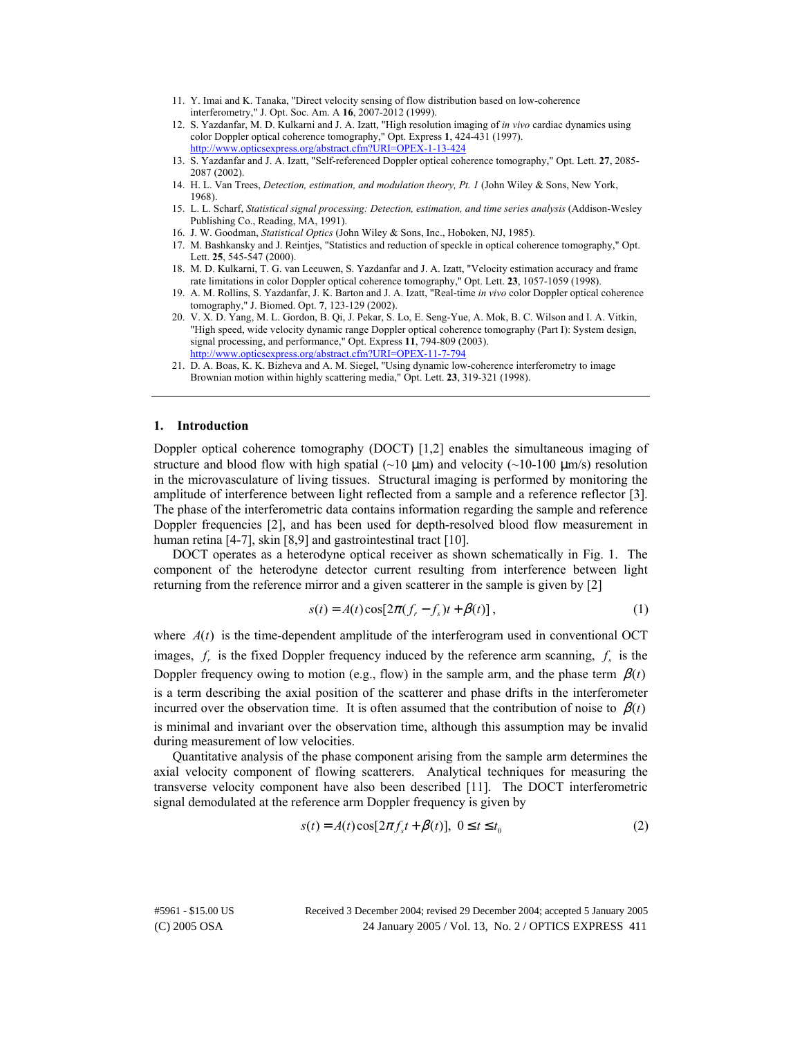11. Y. Imai and K. Tanaka, "Direct velocity sensing of flow distribution based on low-coherence interferometry," J. Opt. Soc. Am. A **16**, 2007-2012 (1999).
12. S. Yazdanfar, M. D. Kulkarni and J. A. Izatt, "High resolution imaging of *in vivo* cardiac dynamics using color Doppler optical coherence tomography," Opt. Express **1**, 424-431 (1997). http://www.opticsexpress.org/abstract.cfm?URI=OPEX-1-13-424
13. S. Yazdanfar and J. A. Izatt, "Self-referenced Doppler optical coherence tomography," Opt. Lett. **27**, 2085-2087 (2002).
14. H. L. Van Trees, *Detection, estimation, and modulation theory, Pt. 1* (John Wiley & Sons, New York, 1968).
15. L. L. Scharf, *Statistical signal processing: Detection, estimation, and time series analysis* (Addison-Wesley Publishing Co., Reading, MA, 1991).
16. J. W. Goodman, *Statistical Optics* (John Wiley & Sons, Inc., Hoboken, NJ, 1985).
17. M. Bashkansky and J. Reintjes, "Statistics and reduction of speckle in optical coherence tomography," Opt. Lett. **25**, 545-547 (2000).
18. M. D. Kulkarni, T. G. van Leeuwen, S. Yazdanfar and J. A. Izatt, "Velocity estimation accuracy and frame rate limitations in color Doppler optical coherence tomography," Opt. Lett. **23**, 1057-1059 (1998).
19. A. M. Rollins, S. Yazdanfar, J. K. Barton and J. A. Izatt, "Real-time *in vivo* color Doppler optical coherence tomography," J. Biomed. Opt. **7**, 123-129 (2002).
20. V. X. D. Yang, M. L. Gordon, B. Qi, J. Pekar, S. Lo, E. Seng-Yue, A. Mok, B. C. Wilson and I. A. Vitkin, "High speed, wide velocity dynamic range Doppler optical coherence tomography (Part I): System design, signal processing, and performance," Opt. Express **11**, 794-809 (2003). http://www.opticsexpress.org/abstract.cfm?URI=OPEX-11-7-794
21. D. A. Boas, K. K. Bizheva and A. M. Siegel, "Using dynamic low-coherence interferometry to image Brownian motion within highly scattering media," Opt. Lett. **23**, 319-321 (1998).

---

## 1. Introduction

Doppler optical coherence tomography (DOCT) [1,2] enables the simultaneous imaging of structure and blood flow with high spatial (~10 μm) and velocity (~10-100 μm/s) resolution in the microvasculature of living tissues. Structural imaging is performed by monitoring the amplitude of interference between light reflected from a sample and a reference reflector [3]. The phase of the interferometric data contains information regarding the sample and reference Doppler frequencies [2], and has been used for depth-resolved blood flow measurement in human retina [4-7], skin [8,9] and gastrointestinal tract [10].

DOCT operates as a heterodyne optical receiver as shown schematically in Fig. 1. The component of the heterodyne detector current resulting from interference between light returning from the reference mirror and a given scatterer in the sample is given by [2]

$$s(t) = A(t)\cos[2\pi(f_r - f_s)t + \beta(t)]\,, \tag{1}$$

where $A(t)$ is the time-dependent amplitude of the interferogram used in conventional OCT images, $f_r$ is the fixed Doppler frequency induced by the reference arm scanning, $f_s$ is the Doppler frequency owing to motion (e.g., flow) in the sample arm, and the phase term $\beta(t)$ is a term describing the axial position of the scatterer and phase drifts in the interferometer incurred over the observation time. It is often assumed that the contribution of noise to $\beta(t)$ is minimal and invariant over the observation time, although this assumption may be invalid during measurement of low velocities.

Quantitative analysis of the phase component arising from the sample arm determines the axial velocity component of flowing scatterers. Analytical techniques for measuring the transverse velocity component have also been described [11]. The DOCT interferometric signal demodulated at the reference arm Doppler frequency is given by

$$s(t) = A(t)\cos[2\pi f_s t + \beta(t)],\ 0 \le t \le t_0 \tag{2}$$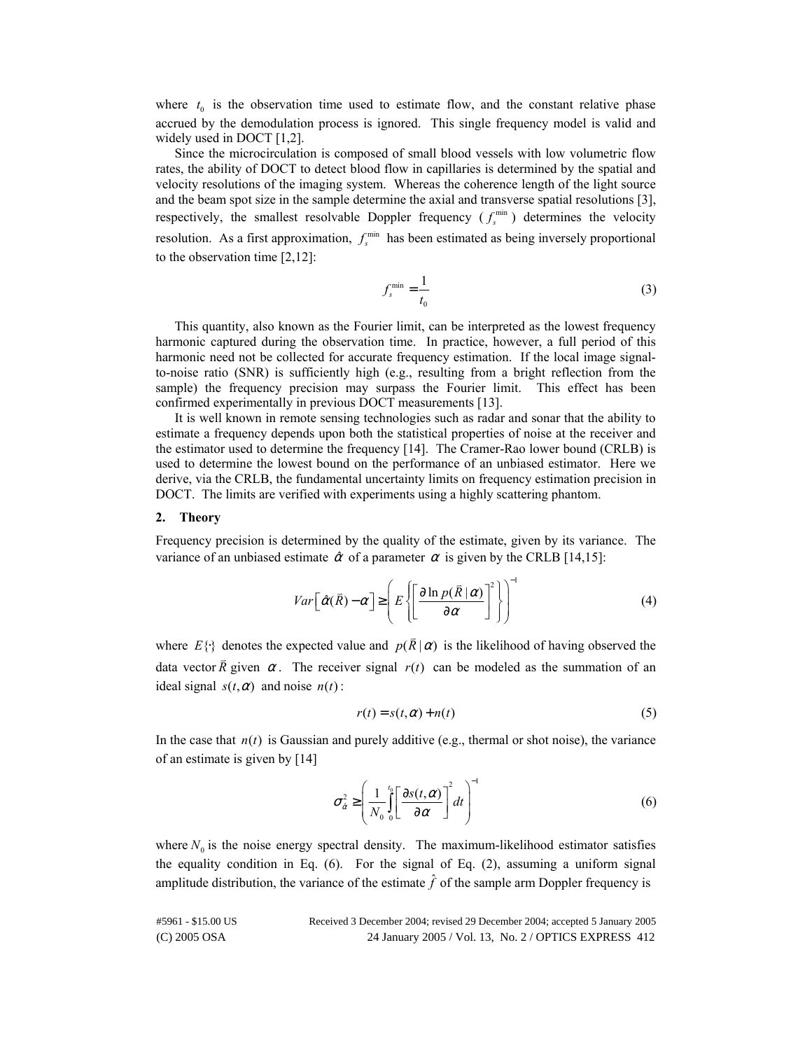where $t_0$ is the observation time used to estimate flow, and the constant relative phase accrued by the demodulation process is ignored. This single frequency model is valid and widely used in DOCT [1,2].

Since the microcirculation is composed of small blood vessels with low volumetric flow rates, the ability of DOCT to detect blood flow in capillaries is determined by the spatial and velocity resolutions of the imaging system. Whereas the coherence length of the light source and the beam spot size in the sample determine the axial and transverse spatial resolutions [3], respectively, the smallest resolvable Doppler frequency ($f_s^{\min}$) determines the velocity resolution. As a first approximation, $f_s^{\min}$ has been estimated as being inversely proportional to the observation time [2,12]:

$$f_s^{\min} = \frac{1}{t_0} \tag{3}$$

This quantity, also known as the Fourier limit, can be interpreted as the lowest frequency harmonic captured during the observation time. In practice, however, a full period of this harmonic need not be collected for accurate frequency estimation. If the local image signal-to-noise ratio (SNR) is sufficiently high (e.g., resulting from a bright reflection from the sample) the frequency precision may surpass the Fourier limit. This effect has been confirmed experimentally in previous DOCT measurements [13].

It is well known in remote sensing technologies such as radar and sonar that the ability to estimate a frequency depends upon both the statistical properties of noise at the receiver and the estimator used to determine the frequency [14]. The Cramer-Rao lower bound (CRLB) is used to determine the lowest bound on the performance of an unbiased estimator. Here we derive, via the CRLB, the fundamental uncertainty limits on frequency estimation precision in DOCT. The limits are verified with experiments using a highly scattering phantom.

## 2. Theory

Frequency precision is determined by the quality of the estimate, given by its variance. The variance of an unbiased estimate $\hat{\alpha}$ of a parameter $\alpha$ is given by the CRLB [14,15]:

$$Var\left[\hat{\alpha}(\vec{R}) - \alpha\right] \geq \left( E\left\{ \left[ \frac{\partial \ln p(\vec{R} \mid \alpha)}{\partial \alpha} \right]^2 \right\} \right)^{-1} \tag{4}$$

where $E\{\cdot\}$ denotes the expected value and $p(\vec{R} \mid \alpha)$ is the likelihood of having observed the data vector $\vec{R}$ given $\alpha$. The receiver signal $r(t)$ can be modeled as the summation of an ideal signal $s(t,\alpha)$ and noise $n(t)$:

$$r(t) = s(t,\alpha) + n(t) \tag{5}$$

In the case that $n(t)$ is Gaussian and purely additive (e.g., thermal or shot noise), the variance of an estimate is given by [14]

$$\sigma_{\hat{\alpha}}^2 \geq \left( \frac{1}{N_0} \int_0^{t_0} \left[ \frac{\partial s(t,\alpha)}{\partial \alpha} \right]^2 dt \right)^{-1} \tag{6}$$

where $N_0$ is the noise energy spectral density. The maximum-likelihood estimator satisfies the equality condition in Eq. (6). For the signal of Eq. (2), assuming a uniform signal amplitude distribution, the variance of the estimate $\hat{f}$ of the sample arm Doppler frequency is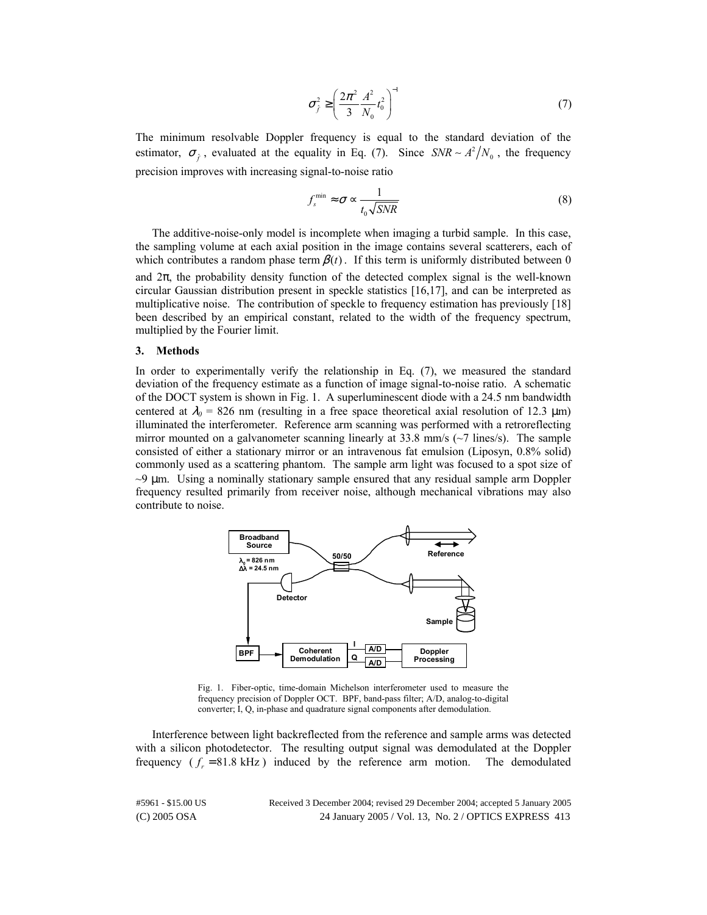$$\sigma_{\hat{f}}^2 \geq \left( \frac{2\pi^2}{3} \frac{A^2}{N_0} t_0^2 \right)^{-1} \tag{7}$$

The minimum resolvable Doppler frequency is equal to the standard deviation of the estimator, $\sigma_{\hat{f}}$, evaluated at the equality in Eq. (7). Since $SNR \sim A^2/N_0$, the frequency precision improves with increasing signal-to-noise ratio

$$f_s^{\min} \approx \sigma \propto \frac{1}{t_0 \sqrt{SNR}} \tag{8}$$

The additive-noise-only model is incomplete when imaging a turbid sample. In this case, the sampling volume at each axial position in the image contains several scatterers, each of which contributes a random phase term $\beta(t)$. If this term is uniformly distributed between 0 and $2\pi$, the probability density function of the detected complex signal is the well-known circular Gaussian distribution present in speckle statistics [16,17], and can be interpreted as multiplicative noise. The contribution of speckle to frequency estimation has previously [18] been described by an empirical constant, related to the width of the frequency spectrum, multiplied by the Fourier limit.

## 3. Methods

In order to experimentally verify the relationship in Eq. (7), we measured the standard deviation of the frequency estimate as a function of image signal-to-noise ratio. A schematic of the DOCT system is shown in Fig. 1. A superluminescent diode with a 24.5 nm bandwidth centered at $\lambda_0$ = 826 nm (resulting in a free space theoretical axial resolution of 12.3 μm) illuminated the interferometer. Reference arm scanning was performed with a retroreflecting mirror mounted on a galvanometer scanning linearly at 33.8 mm/s (~7 lines/s). The sample consisted of either a stationary mirror or an intravenous fat emulsion (Liposyn, 0.8% solid) commonly used as a scattering phantom. The sample arm light was focused to a spot size of ~9 μm. Using a nominally stationary sample ensured that any residual sample arm Doppler frequency resulted primarily from receiver noise, although mechanical vibrations may also contribute to noise.

Fig. 1. Fiber-optic, time-domain Michelson interferometer used to measure the frequency precision of Doppler OCT. BPF, band-pass filter; A/D, analog-to-digital converter; I, Q, in-phase and quadrature signal components after demodulation.

Interference between light backreflected from the reference and sample arms was detected with a silicon photodetector. The resulting output signal was demodulated at the Doppler frequency ($f_r = 81.8$ kHz) induced by the reference arm motion. The demodulated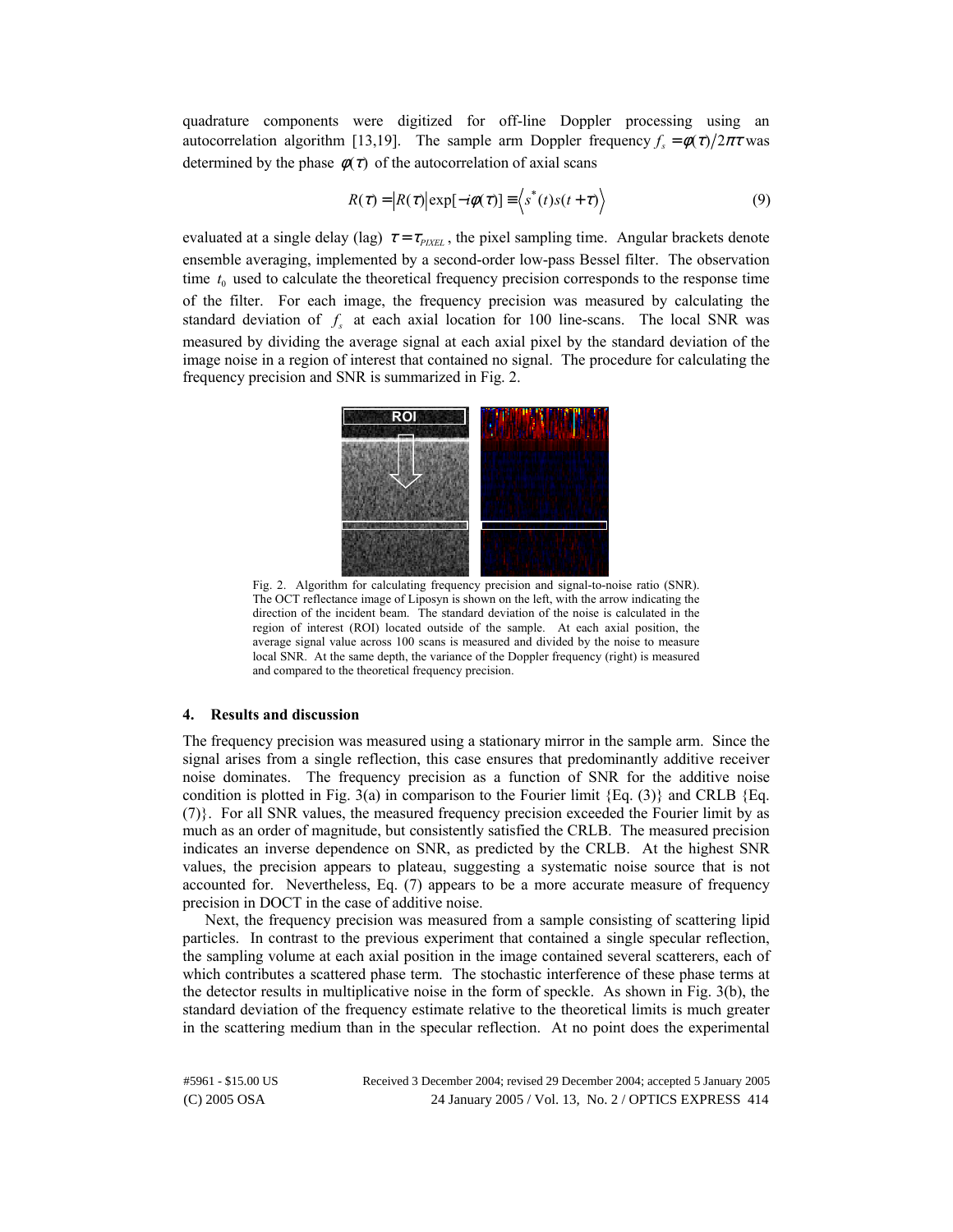quadrature components were digitized for off-line Doppler processing using an autocorrelation algorithm [13,19]. The sample arm Doppler frequency $f_s = \phi(\tau)/2\pi\tau$ was determined by the phase $\phi(\tau)$ of the autocorrelation of axial scans

$$R(\tau) = |R(\tau)|\exp[-i\phi(\tau)] \equiv \left\langle s^*(t)s(t+\tau)\right\rangle \tag{9}$$

evaluated at a single delay (lag) $\tau = \tau_{PIXEL}$, the pixel sampling time. Angular brackets denote ensemble averaging, implemented by a second-order low-pass Bessel filter. The observation time $t_0$ used to calculate the theoretical frequency precision corresponds to the response time of the filter. For each image, the frequency precision was measured by calculating the standard deviation of $f_s$ at each axial location for 100 line-scans. The local SNR was measured by dividing the average signal at each axial pixel by the standard deviation of the image noise in a region of interest that contained no signal. The procedure for calculating the frequency precision and SNR is summarized in Fig. 2.

Fig. 2. Algorithm for calculating frequency precision and signal-to-noise ratio (SNR). The OCT reflectance image of Liposyn is shown on the left, with the arrow indicating the direction of the incident beam. The standard deviation of the noise is calculated in the region of interest (ROI) located outside of the sample. At each axial position, the average signal value across 100 scans is measured and divided by the noise to measure local SNR. At the same depth, the variance of the Doppler frequency (right) is measured and compared to the theoretical frequency precision.

## 4. Results and discussion

The frequency precision was measured using a stationary mirror in the sample arm. Since the signal arises from a single reflection, this case ensures that predominantly additive receiver noise dominates. The frequency precision as a function of SNR for the additive noise condition is plotted in Fig. 3(a) in comparison to the Fourier limit {Eq. (3)} and CRLB {Eq. (7)}. For all SNR values, the measured frequency precision exceeded the Fourier limit by as much as an order of magnitude, but consistently satisfied the CRLB. The measured precision indicates an inverse dependence on SNR, as predicted by the CRLB. At the highest SNR values, the precision appears to plateau, suggesting a systematic noise source that is not accounted for. Nevertheless, Eq. (7) appears to be a more accurate measure of frequency precision in DOCT in the case of additive noise.

Next, the frequency precision was measured from a sample consisting of scattering lipid particles. In contrast to the previous experiment that contained a single specular reflection, the sampling volume at each axial position in the image contained several scatterers, each of which contributes a scattered phase term. The stochastic interference of these phase terms at the detector results in multiplicative noise in the form of speckle. As shown in Fig. 3(b), the standard deviation of the frequency estimate relative to the theoretical limits is much greater in the scattering medium than in the specular reflection. At no point does the experimental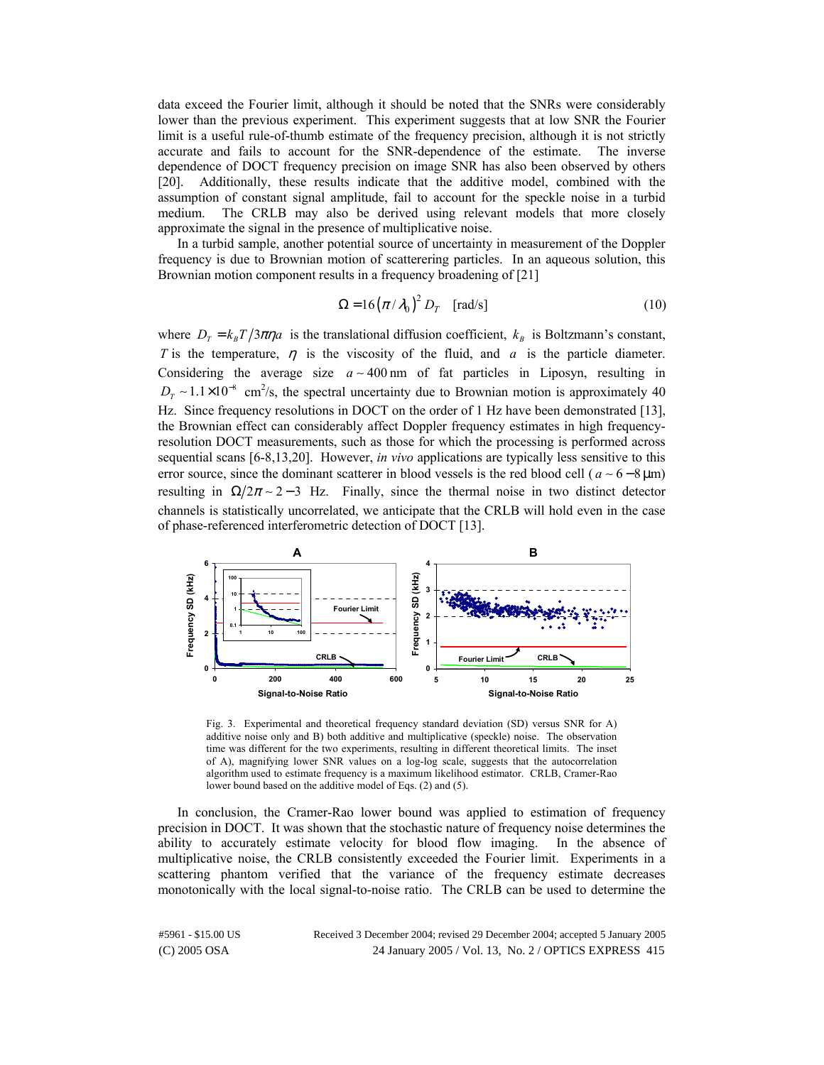data exceed the Fourier limit, although it should be noted that the SNRs were considerably lower than the previous experiment. This experiment suggests that at low SNR the Fourier limit is a useful rule-of-thumb estimate of the frequency precision, although it is not strictly accurate and fails to account for the SNR-dependence of the estimate. The inverse dependence of DOCT frequency precision on image SNR has also been observed by others [20]. Additionally, these results indicate that the additive model, combined with the assumption of constant signal amplitude, fail to account for the speckle noise in a turbid medium. The CRLB may also be derived using relevant models that more closely approximate the signal in the presence of multiplicative noise.

In a turbid sample, another potential source of uncertainty in measurement of the Doppler frequency is due to Brownian motion of scatterering particles. In an aqueous solution, this Brownian motion component results in a frequency broadening of [21]

$$\Omega = 16\left(\pi/\lambda_0\right)^2 D_T \quad \text{[rad/s]} \tag{10}$$

where $D_T = k_B T/3\pi\eta a$ is the translational diffusion coefficient, $k_B$ is Boltzmann's constant, $T$ is the temperature, $\eta$ is the viscosity of the fluid, and $a$ is the particle diameter. Considering the average size $a \sim 400$ nm of fat particles in Liposyn, resulting in $D_T \sim 1.1\times10^{-8}$ cm$^2$/s, the spectral uncertainty due to Brownian motion is approximately 40 Hz. Since frequency resolutions in DOCT on the order of 1 Hz have been demonstrated [13], the Brownian effect can considerably affect Doppler frequency estimates in high frequency-resolution DOCT measurements, such as those for which the processing is performed across sequential scans [6-8,13,20]. However, *in vivo* applications are typically less sensitive to this error source, since the dominant scatterer in blood vessels is the red blood cell ($a \sim 6-8\,\mu$m) resulting in $\Omega/2\pi \sim 2-3$ Hz. Finally, since the thermal noise in two distinct detector channels is statistically uncorrelated, we anticipate that the CRLB will hold even in the case of phase-referenced interferometric detection of DOCT [13].

Fig. 3. Experimental and theoretical frequency standard deviation (SD) versus SNR for A) additive noise only and B) both additive and multiplicative (speckle) noise. The observation time was different for the two experiments, resulting in different theoretical limits. The inset of A), magnifying lower SNR values on a log-log scale, suggests that the autocorrelation algorithm used to estimate frequency is a maximum likelihood estimator. CRLB, Cramer-Rao lower bound based on the additive model of Eqs. (2) and (5).

In conclusion, the Cramer-Rao lower bound was applied to estimation of frequency precision in DOCT. It was shown that the stochastic nature of frequency noise determines the ability to accurately estimate velocity for blood flow imaging. In the absence of multiplicative noise, the CRLB consistently exceeded the Fourier limit. Experiments in a scattering phantom verified that the variance of the frequency estimate decreases monotonically with the local signal-to-noise ratio. The CRLB can be used to determine the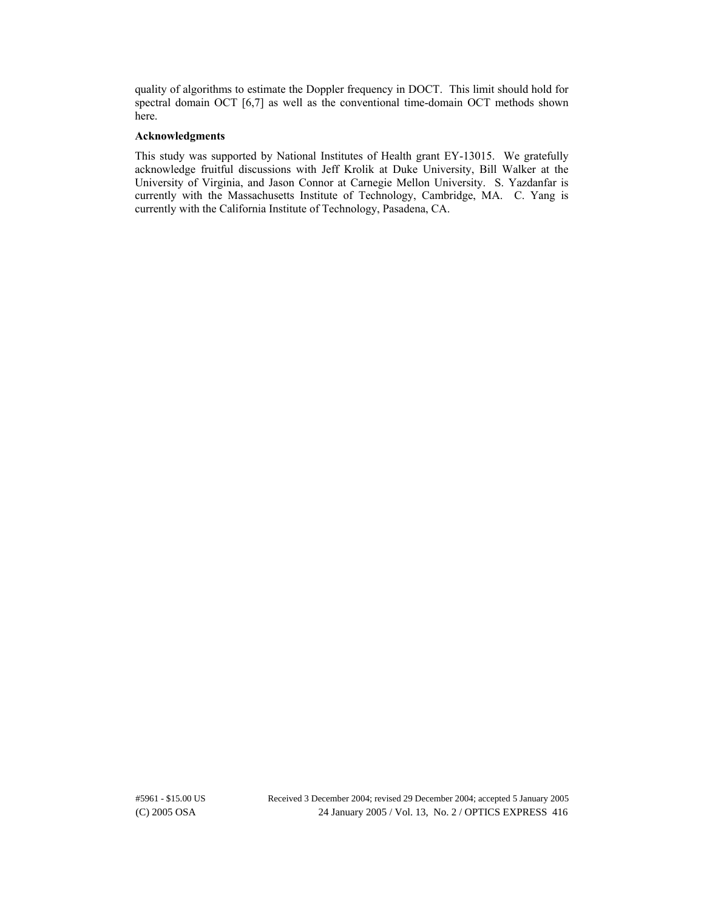quality of algorithms to estimate the Doppler frequency in DOCT. This limit should hold for spectral domain OCT [6,7] as well as the conventional time-domain OCT methods shown here.

**Acknowledgments**

This study was supported by National Institutes of Health grant EY-13015. We gratefully acknowledge fruitful discussions with Jeff Krolik at Duke University, Bill Walker at the University of Virginia, and Jason Connor at Carnegie Mellon University. S. Yazdanfar is currently with the Massachusetts Institute of Technology, Cambridge, MA. C. Yang is currently with the California Institute of Technology, Pasadena, CA.